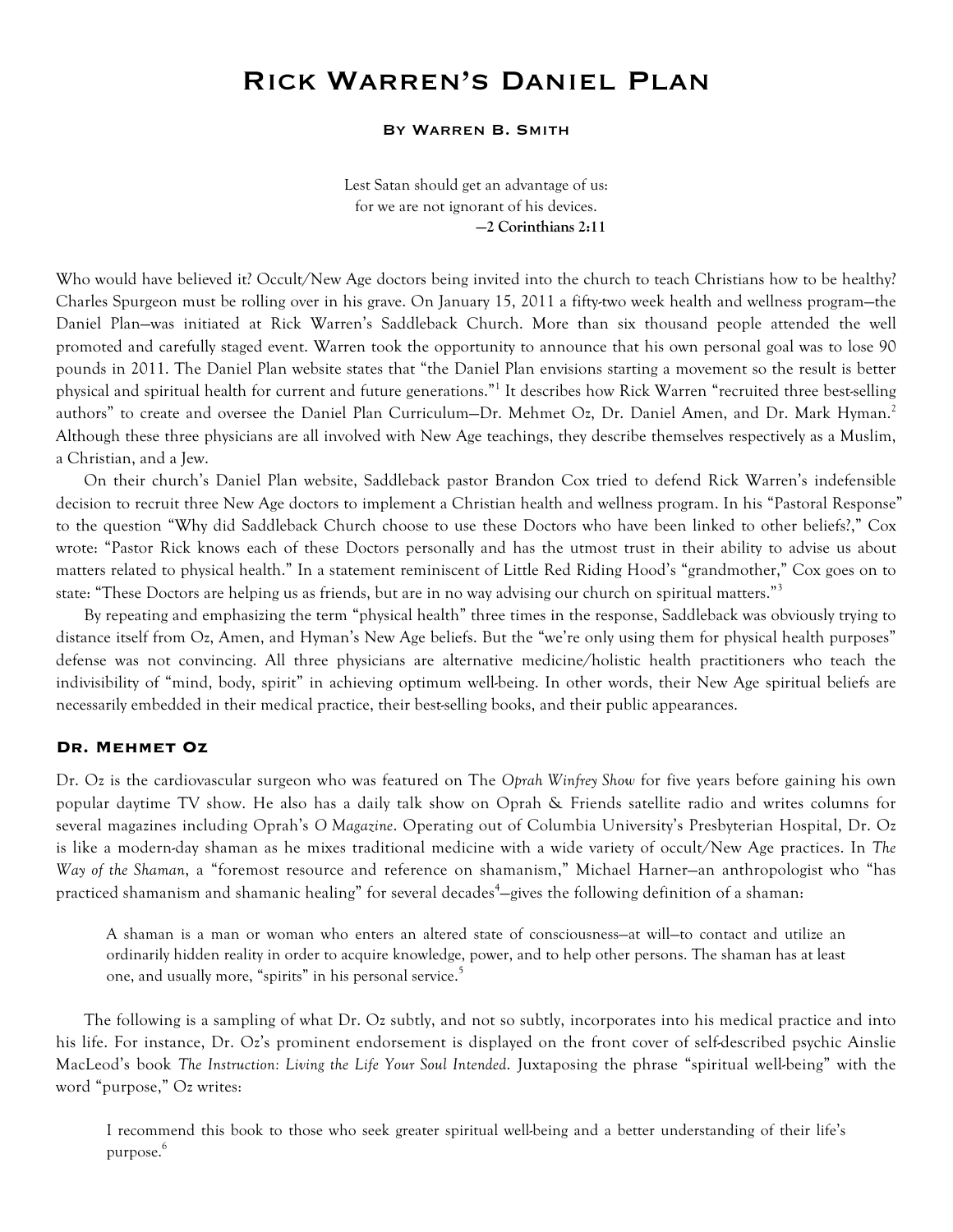# Rick Warren's Daniel Plan

### By Warren B. Smith

> Lest Satan should get an advantage of us:
> for we are not ignorant of his devices.
> **—2 Corinthians 2:11**

Who would have believed it? Occult/New Age doctors being invited into the church to teach Christians how to be healthy? Charles Spurgeon must be rolling over in his grave. On January 15, 2011 a fifty-two week health and wellness program—the Daniel Plan—was initiated at Rick Warren's Saddleback Church. More than six thousand people attended the well promoted and carefully staged event. Warren took the opportunity to announce that his own personal goal was to lose 90 pounds in 2011. The Daniel Plan website states that "the Daniel Plan envisions starting a movement so the result is better physical and spiritual health for current and future generations."[1] It describes how Rick Warren "recruited three best-selling authors" to create and oversee the Daniel Plan Curriculum—Dr. Mehmet Oz, Dr. Daniel Amen, and Dr. Mark Hyman.[2] Although these three physicians are all involved with New Age teachings, they describe themselves respectively as a Muslim, a Christian, and a Jew.

On their church's Daniel Plan website, Saddleback pastor Brandon Cox tried to defend Rick Warren's indefensible decision to recruit three New Age doctors to implement a Christian health and wellness program. In his "Pastoral Response" to the question "Why did Saddleback Church choose to use these Doctors who have been linked to other beliefs?," Cox wrote: "Pastor Rick knows each of these Doctors personally and has the utmost trust in their ability to advise us about matters related to physical health." In a statement reminiscent of Little Red Riding Hood's "grandmother," Cox goes on to state: "These Doctors are helping us as friends, but are in no way advising our church on spiritual matters."[3]

By repeating and emphasizing the term "physical health" three times in the response, Saddleback was obviously trying to distance itself from Oz, Amen, and Hyman's New Age beliefs. But the "we're only using them for physical health purposes" defense was not convincing. All three physicians are alternative medicine/holistic health practitioners who teach the indivisibility of "mind, body, spirit" in achieving optimum well-being. In other words, their New Age spiritual beliefs are necessarily embedded in their medical practice, their best-selling books, and their public appearances.

## Dr. Mehmet Oz

Dr. Oz is the cardiovascular surgeon who was featured on The *Oprah Winfrey Show* for five years before gaining his own popular daytime TV show. He also has a daily talk show on Oprah & Friends satellite radio and writes columns for several magazines including Oprah's *O Magazine*. Operating out of Columbia University's Presbyterian Hospital, Dr. Oz is like a modern-day shaman as he mixes traditional medicine with a wide variety of occult/New Age practices. In *The Way of the Shaman*, a "foremost resource and reference on shamanism," Michael Harner—an anthropologist who "has practiced shamanism and shamanic healing" for several decades[4]—gives the following definition of a shaman:

> A shaman is a man or woman who enters an altered state of consciousness—at will—to contact and utilize an ordinarily hidden reality in order to acquire knowledge, power, and to help other persons. The shaman has at least one, and usually more, "spirits" in his personal service.[5]

The following is a sampling of what Dr. Oz subtly, and not so subtly, incorporates into his medical practice and into his life. For instance, Dr. Oz's prominent endorsement is displayed on the front cover of self-described psychic Ainslie MacLeod's book *The Instruction: Living the Life Your Soul Intended*. Juxtaposing the phrase "spiritual well-being" with the word "purpose," Oz writes:

> I recommend this book to those who seek greater spiritual well-being and a better understanding of their life's purpose.[6]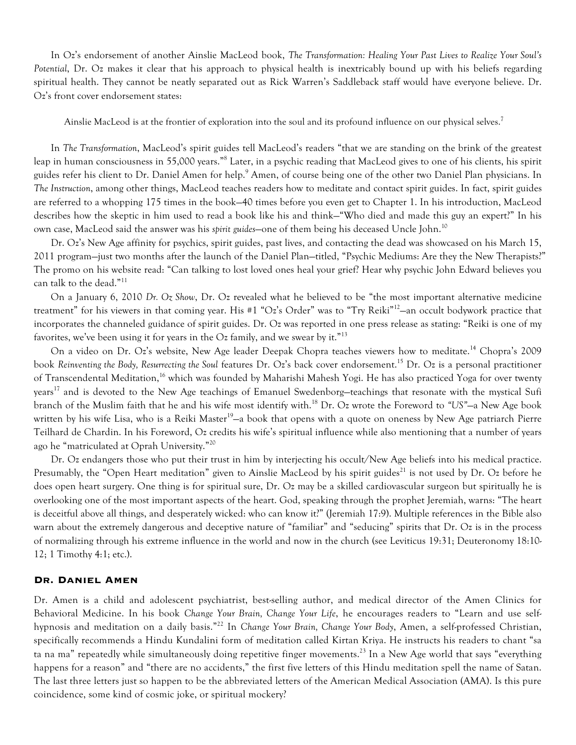In Oz's endorsement of another Ainslie MacLeod book, *The Transformation: Healing Your Past Lives to Realize Your Soul's Potential*, Dr. Oz makes it clear that his approach to physical health is inextricably bound up with his beliefs regarding spiritual health. They cannot be neatly separated out as Rick Warren's Saddleback staff would have everyone believe. Dr. Oz's front cover endorsement states:

> Ainslie MacLeod is at the frontier of exploration into the soul and its profound influence on our physical selves.[7]

In *The Transformation*, MacLeod's spirit guides tell MacLeod's readers "that we are standing on the brink of the greatest leap in human consciousness in 55,000 years."[8] Later, in a psychic reading that MacLeod gives to one of his clients, his spirit guides refer his client to Dr. Daniel Amen for help.[9] Amen, of course being one of the other two Daniel Plan physicians. In *The Instruction*, among other things, MacLeod teaches readers how to meditate and contact spirit guides. In fact, spirit guides are referred to a whopping 175 times in the book—40 times before you even get to Chapter 1. In his introduction, MacLeod describes how the skeptic in him used to read a book like his and think—"Who died and made this guy an expert?" In his own case, MacLeod said the answer was his *spirit guides*—one of them being his deceased Uncle John.[10]

Dr. Oz's New Age affinity for psychics, spirit guides, past lives, and contacting the dead was showcased on his March 15, 2011 program—just two months after the launch of the Daniel Plan—titled, "Psychic Mediums: Are they the New Therapists?" The promo on his website read: "Can talking to lost loved ones heal your grief? Hear why psychic John Edward believes you can talk to the dead."[11]

On a January 6, 2010 *Dr. Oz Show*, Dr. Oz revealed what he believed to be "the most important alternative medicine treatment" for his viewers in that coming year. His #1 "Oz's Order" was to "Try Reiki"[12]—an occult bodywork practice that incorporates the channeled guidance of spirit guides. Dr. Oz was reported in one press release as stating: "Reiki is one of my favorites, we've been using it for years in the Oz family, and we swear by it."[13]

On a video on Dr. Oz's website, New Age leader Deepak Chopra teaches viewers how to meditate.[14] Chopra's 2009 book *Reinventing the Body, Resurrecting the Soul* features Dr. Oz's back cover endorsement.[15] Dr. Oz is a personal practitioner of Transcendental Meditation,[16] which was founded by Maharishi Mahesh Yogi. He has also practiced Yoga for over twenty years[17] and is devoted to the New Age teachings of Emanuel Swedenborg—teachings that resonate with the mystical Sufi branch of the Muslim faith that he and his wife most identify with.[18] Dr. Oz wrote the Foreword to *"US"*—a New Age book written by his wife Lisa, who is a Reiki Master[19]—a book that opens with a quote on oneness by New Age patriarch Pierre Teilhard de Chardin. In his Foreword, Oz credits his wife's spiritual influence while also mentioning that a number of years ago he "matriculated at Oprah University."[20]

Dr. Oz endangers those who put their trust in him by interjecting his occult/New Age beliefs into his medical practice. Presumably, the "Open Heart meditation" given to Ainslie MacLeod by his spirit guides[21] is not used by Dr. Oz before he does open heart surgery. One thing is for spiritual sure, Dr. Oz may be a skilled cardiovascular surgeon but spiritually he is overlooking one of the most important aspects of the heart. God, speaking through the prophet Jeremiah, warns: "The heart is deceitful above all things, and desperately wicked: who can know it?" (Jeremiah 17:9). Multiple references in the Bible also warn about the extremely dangerous and deceptive nature of "familiar" and "seducing" spirits that Dr. Oz is in the process of normalizing through his extreme influence in the world and now in the church (see Leviticus 19:31; Deuteronomy 18:10-12; 1 Timothy 4:1; etc.).

## Dr. Daniel Amen

Dr. Amen is a child and adolescent psychiatrist, best-selling author, and medical director of the Amen Clinics for Behavioral Medicine. In his book *Change Your Brain, Change Your Life*, he encourages readers to "Learn and use self-hypnosis and meditation on a daily basis."[22] In *Change Your Brain, Change Your Body*, Amen, a self-professed Christian, specifically recommends a Hindu Kundalini form of meditation called Kirtan Kriya. He instructs his readers to chant "sa ta na ma" repeatedly while simultaneously doing repetitive finger movements.[23] In a New Age world that says "everything happens for a reason" and "there are no accidents," the first five letters of this Hindu meditation spell the name of Satan. The last three letters just so happen to be the abbreviated letters of the American Medical Association (AMA). Is this pure coincidence, some kind of cosmic joke, or spiritual mockery?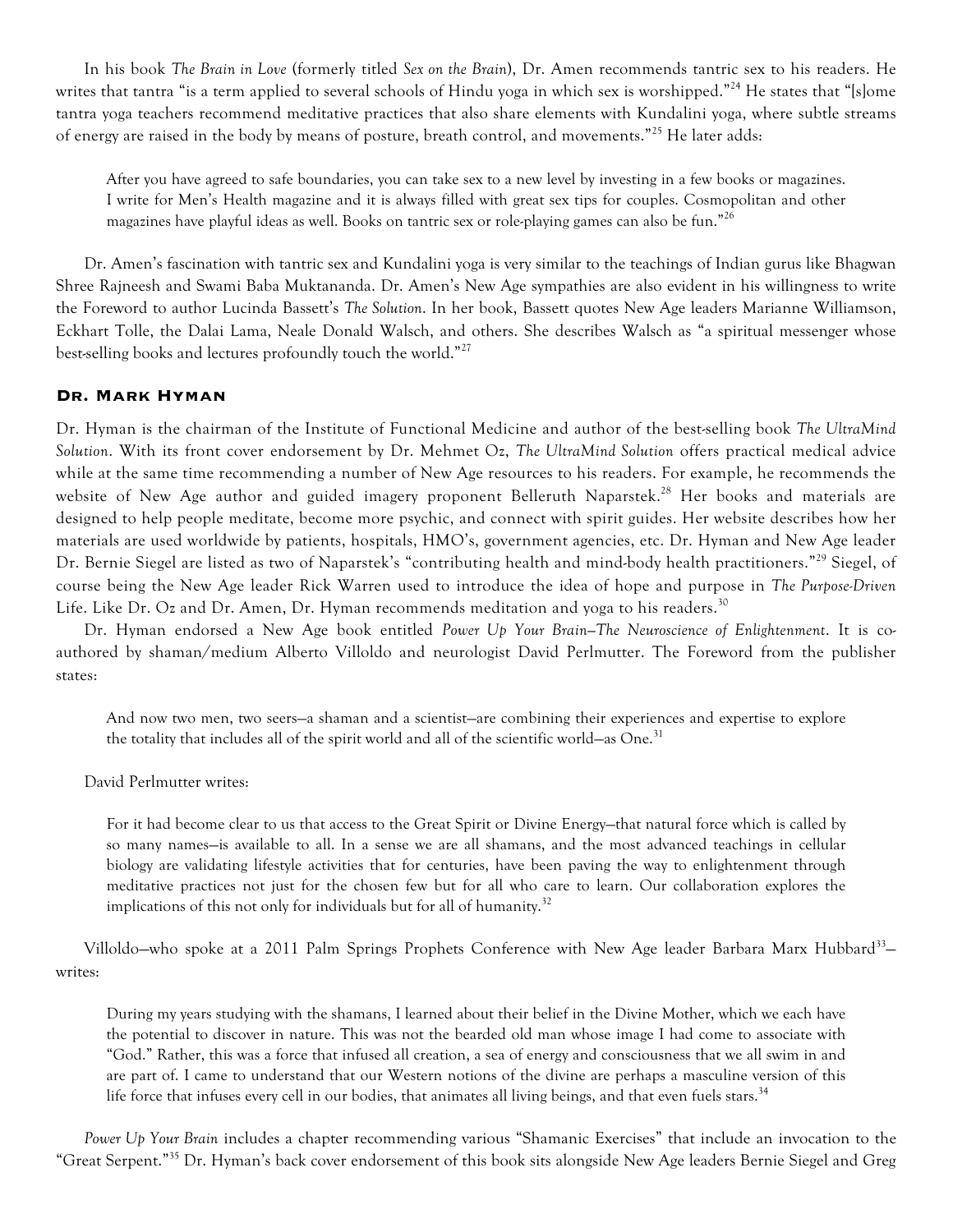In his book *The Brain in Love* (formerly titled *Sex on the Brain*), Dr. Amen recommends tantric sex to his readers. He writes that tantra "is a term applied to several schools of Hindu yoga in which sex is worshipped."[24] He states that "[s]ome tantra yoga teachers recommend meditative practices that also share elements with Kundalini yoga, where subtle streams of energy are raised in the body by means of posture, breath control, and movements."[25] He later adds:

> After you have agreed to safe boundaries, you can take sex to a new level by investing in a few books or magazines. I write for Men's Health magazine and it is always filled with great sex tips for couples. Cosmopolitan and other magazines have playful ideas as well. Books on tantric sex or role-playing games can also be fun."[26]

Dr. Amen's fascination with tantric sex and Kundalini yoga is very similar to the teachings of Indian gurus like Bhagwan Shree Rajneesh and Swami Baba Muktananda. Dr. Amen's New Age sympathies are also evident in his willingness to write the Foreword to author Lucinda Bassett's *The Solution*. In her book, Bassett quotes New Age leaders Marianne Williamson, Eckhart Tolle, the Dalai Lama, Neale Donald Walsch, and others. She describes Walsch as "a spiritual messenger whose best-selling books and lectures profoundly touch the world."[27]

## Dr. Mark Hyman

Dr. Hyman is the chairman of the Institute of Functional Medicine and author of the best-selling book *The UltraMind Solution*. With its front cover endorsement by Dr. Mehmet Oz, *The UltraMind Solution* offers practical medical advice while at the same time recommending a number of New Age resources to his readers. For example, he recommends the website of New Age author and guided imagery proponent Belleruth Naparstek.[28] Her books and materials are designed to help people meditate, become more psychic, and connect with spirit guides. Her website describes how her materials are used worldwide by patients, hospitals, HMO's, government agencies, etc. Dr. Hyman and New Age leader Dr. Bernie Siegel are listed as two of Naparstek's "contributing health and mind-body health practitioners."[29] Siegel, of course being the New Age leader Rick Warren used to introduce the idea of hope and purpose in *The Purpose-Driven* Life. Like Dr. Oz and Dr. Amen, Dr. Hyman recommends meditation and yoga to his readers.[30]

Dr. Hyman endorsed a New Age book entitled *Power Up Your Brain—The Neuroscience of Enlightenment*. It is co-authored by shaman/medium Alberto Villoldo and neurologist David Perlmutter. The Foreword from the publisher states:

> And now two men, two seers—a shaman and a scientist—are combining their experiences and expertise to explore the totality that includes all of the spirit world and all of the scientific world—as One.[31]

David Perlmutter writes:

> For it had become clear to us that access to the Great Spirit or Divine Energy—that natural force which is called by so many names—is available to all. In a sense we are all shamans, and the most advanced teachings in cellular biology are validating lifestyle activities that for centuries, have been paving the way to enlightenment through meditative practices not just for the chosen few but for all who care to learn. Our collaboration explores the implications of this not only for individuals but for all of humanity.[32]

Villoldo—who spoke at a 2011 Palm Springs Prophets Conference with New Age leader Barbara Marx Hubbard[33]—writes:

> During my years studying with the shamans, I learned about their belief in the Divine Mother, which we each have the potential to discover in nature. This was not the bearded old man whose image I had come to associate with "God." Rather, this was a force that infused all creation, a sea of energy and consciousness that we all swim in and are part of. I came to understand that our Western notions of the divine are perhaps a masculine version of this life force that infuses every cell in our bodies, that animates all living beings, and that even fuels stars.[34]

*Power Up Your Brain* includes a chapter recommending various "Shamanic Exercises" that include an invocation to the "Great Serpent."[35] Dr. Hyman's back cover endorsement of this book sits alongside New Age leaders Bernie Siegel and Greg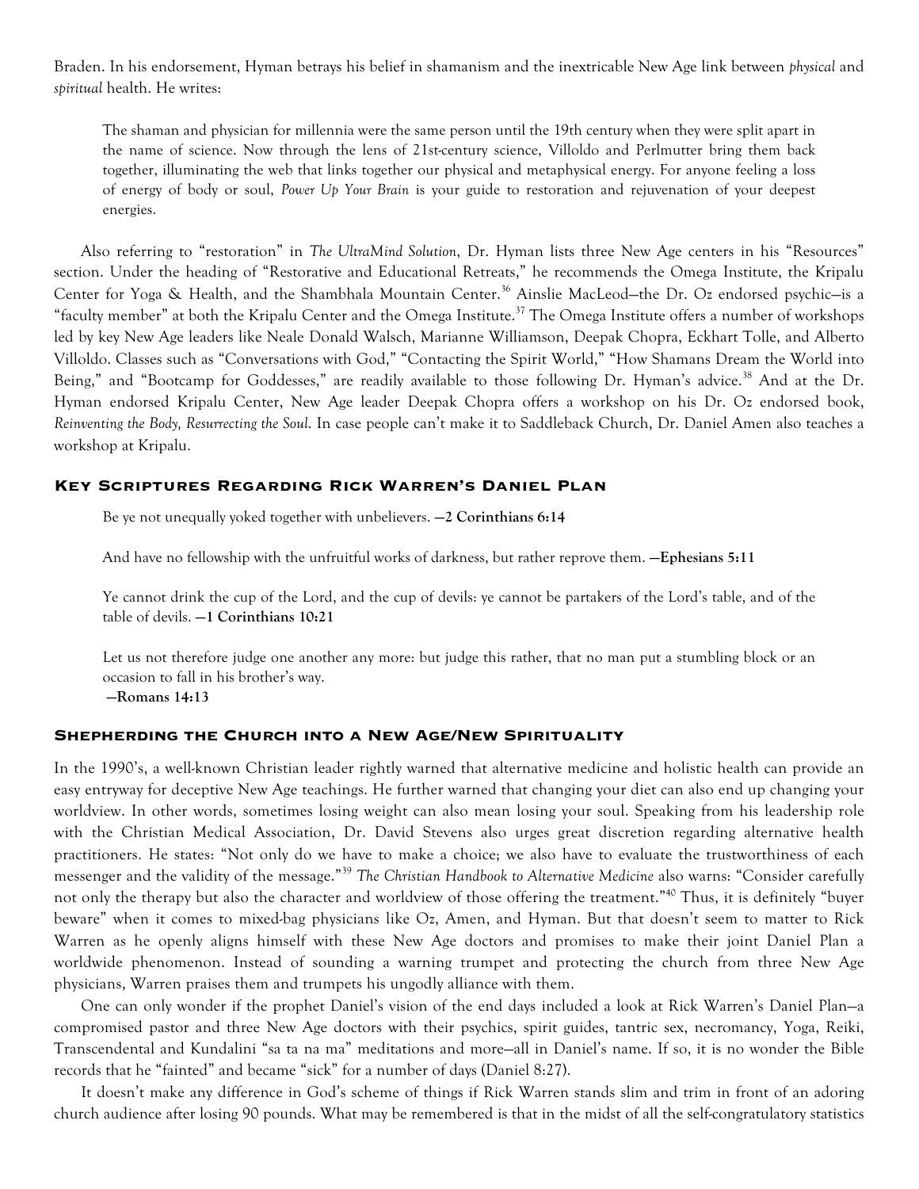Braden. In his endorsement, Hyman betrays his belief in shamanism and the inextricable New Age link between *physical* and *spiritual* health. He writes:

> The shaman and physician for millennia were the same person until the 19th century when they were split apart in the name of science. Now through the lens of 21st-century science, Villoldo and Perlmutter bring them back together, illuminating the web that links together our physical and metaphysical energy. For anyone feeling a loss of energy of body or soul, *Power Up Your Brain* is your guide to restoration and rejuvenation of your deepest energies.

Also referring to "restoration" in *The UltraMind Solution*, Dr. Hyman lists three New Age centers in his "Resources" section. Under the heading of "Restorative and Educational Retreats," he recommends the Omega Institute, the Kripalu Center for Yoga & Health, and the Shambhala Mountain Center.[36] Ainslie MacLeod—the Dr. Oz endorsed psychic—is a "faculty member" at both the Kripalu Center and the Omega Institute.[37] The Omega Institute offers a number of workshops led by key New Age leaders like Neale Donald Walsch, Marianne Williamson, Deepak Chopra, Eckhart Tolle, and Alberto Villoldo. Classes such as "Conversations with God," "Contacting the Spirit World," "How Shamans Dream the World into Being," and "Bootcamp for Goddesses," are readily available to those following Dr. Hyman's advice.[38] And at the Dr. Hyman endorsed Kripalu Center, New Age leader Deepak Chopra offers a workshop on his Dr. Oz endorsed book, *Reinventing the Body, Resurrecting the Soul*. In case people can't make it to Saddleback Church, Dr. Daniel Amen also teaches a workshop at Kripalu.

## Key Scriptures Regarding Rick Warren's Daniel Plan

> Be ye not unequally yoked together with unbelievers. **—2 Corinthians 6:14**
>
> And have no fellowship with the unfruitful works of darkness, but rather reprove them. **—Ephesians 5:11**
>
> Ye cannot drink the cup of the Lord, and the cup of devils: ye cannot be partakers of the Lord's table, and of the table of devils. **—1 Corinthians 10:21**
>
> Let us not therefore judge one another any more: but judge this rather, that no man put a stumbling block or an occasion to fall in his brother's way.
> **—Romans 14:13**

## Shepherding the Church into a New Age/New Spirituality

In the 1990's, a well-known Christian leader rightly warned that alternative medicine and holistic health can provide an easy entryway for deceptive New Age teachings. He further warned that changing your diet can also end up changing your worldview. In other words, sometimes losing weight can also mean losing your soul. Speaking from his leadership role with the Christian Medical Association, Dr. David Stevens also urges great discretion regarding alternative health practitioners. He states: "Not only do we have to make a choice; we also have to evaluate the trustworthiness of each messenger and the validity of the message."[39] *The Christian Handbook to Alternative Medicine* also warns: "Consider carefully not only the therapy but also the character and worldview of those offering the treatment."[40] Thus, it is definitely "buyer beware" when it comes to mixed-bag physicians like Oz, Amen, and Hyman. But that doesn't seem to matter to Rick Warren as he openly aligns himself with these New Age doctors and promises to make their joint Daniel Plan a worldwide phenomenon. Instead of sounding a warning trumpet and protecting the church from three New Age physicians, Warren praises them and trumpets his ungodly alliance with them.

One can only wonder if the prophet Daniel's vision of the end days included a look at Rick Warren's Daniel Plan—a compromised pastor and three New Age doctors with their psychics, spirit guides, tantric sex, necromancy, Yoga, Reiki, Transcendental and Kundalini "sa ta na ma" meditations and more—all in Daniel's name. If so, it is no wonder the Bible records that he "fainted" and became "sick" for a number of days (Daniel 8:27).

It doesn't make any difference in God's scheme of things if Rick Warren stands slim and trim in front of an adoring church audience after losing 90 pounds. What may be remembered is that in the midst of all the self-congratulatory statistics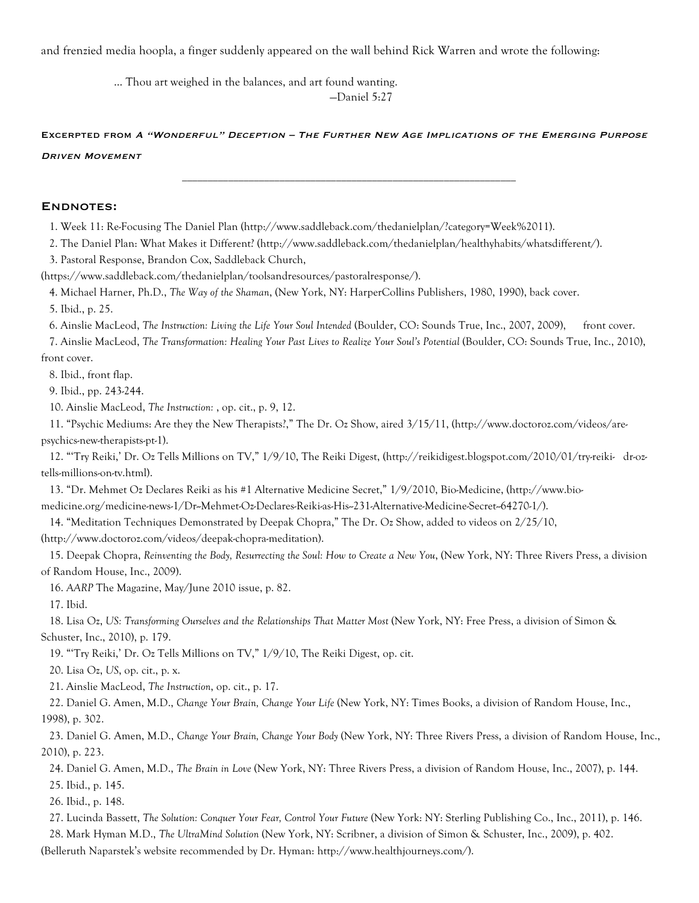and frenzied media hoopla, a finger suddenly appeared on the wall behind Rick Warren and wrote the following:

> ... Thou art weighed in the balances, and art found wanting.
> —Daniel 5:27

**Excerpted from *A "Wonderful" Deception – The Further New Age Implications of the Emerging Purpose Driven Movement***

---

## Endnotes:

1. Week 11: Re-Focusing The Daniel Plan (http://www.saddleback.com/thedanielplan/?category=Week%2011).
2. The Daniel Plan: What Makes it Different? (http://www.saddleback.com/thedanielplan/healthyhabits/whatsdifferent/).
3. Pastoral Response, Brandon Cox, Saddleback Church, (https://www.saddleback.com/thedanielplan/toolsandresources/pastoralresponse/).
4. Michael Harner, Ph.D., *The Way of the Shaman*, (New York, NY: HarperCollins Publishers, 1980, 1990), back cover.
5. Ibid., p. 25.
6. Ainslie MacLeod, *The Instruction: Living the Life Your Soul Intended* (Boulder, CO: Sounds True, Inc., 2007, 2009), front cover.
7. Ainslie MacLeod, *The Transformation: Healing Your Past Lives to Realize Your Soul's Potential* (Boulder, CO: Sounds True, Inc., 2010), front cover.
8. Ibid., front flap.
9. Ibid., pp. 243-244.
10. Ainslie MacLeod, *The Instruction:* , op. cit., p. 9, 12.
11. "Psychic Mediums: Are they the New Therapists?," The Dr. Oz Show, aired 3/15/11, (http://www.doctoroz.com/videos/are-psychics-new-therapists-pt-1).
12. "'Try Reiki,' Dr. Oz Tells Millions on TV," 1/9/10, The Reiki Digest, (http://reikidigest.blogspot.com/2010/01/try-reiki- dr-oz-tells-millions-on-tv.html).
13. "Dr. Mehmet Oz Declares Reiki as his #1 Alternative Medicine Secret," 1/9/2010, Bio-Medicine, (http://www.bio-medicine.org/medicine-news-1/Dr--Mehmet-Oz-Declares-Reiki-as-His--231-Alternative-Medicine-Secret--64270-1/).
14. "Meditation Techniques Demonstrated by Deepak Chopra," The Dr. Oz Show, added to videos on 2/25/10, (http://www.doctoroz.com/videos/deepak-chopra-meditation).
15. Deepak Chopra, *Reinventing the Body, Resurrecting the Soul: How to Create a New You*, (New York, NY: Three Rivers Press, a division of Random House, Inc., 2009).
16. *AARP* The Magazine, May/June 2010 issue, p. 82.
17. Ibid.
18. Lisa Oz, *US: Transforming Ourselves and the Relationships That Matter Most* (New York, NY: Free Press, a division of Simon & Schuster, Inc., 2010), p. 179.
19. "'Try Reiki,' Dr. Oz Tells Millions on TV," 1/9/10, The Reiki Digest, op. cit.
20. Lisa Oz, *US*, op. cit., p. x.
21. Ainslie MacLeod, *The Instruction*, op. cit., p. 17.
22. Daniel G. Amen, M.D., *Change Your Brain, Change Your Life* (New York, NY: Times Books, a division of Random House, Inc., 1998), p. 302.
23. Daniel G. Amen, M.D., *Change Your Brain, Change Your Body* (New York, NY: Three Rivers Press, a division of Random House, Inc., 2010), p. 223.
24. Daniel G. Amen, M.D., *The Brain in Love* (New York, NY: Three Rivers Press, a division of Random House, Inc., 2007), p. 144.
25. Ibid., p. 145.
26. Ibid., p. 148.
27. Lucinda Bassett, *The Solution: Conquer Your Fear, Control Your Future* (New York: NY: Sterling Publishing Co., Inc., 2011), p. 146.
28. Mark Hyman M.D., *The UltraMind Solution* (New York, NY: Scribner, a division of Simon & Schuster, Inc., 2009), p. 402. (Belleruth Naparstek's website recommended by Dr. Hyman: http://www.healthjourneys.com/).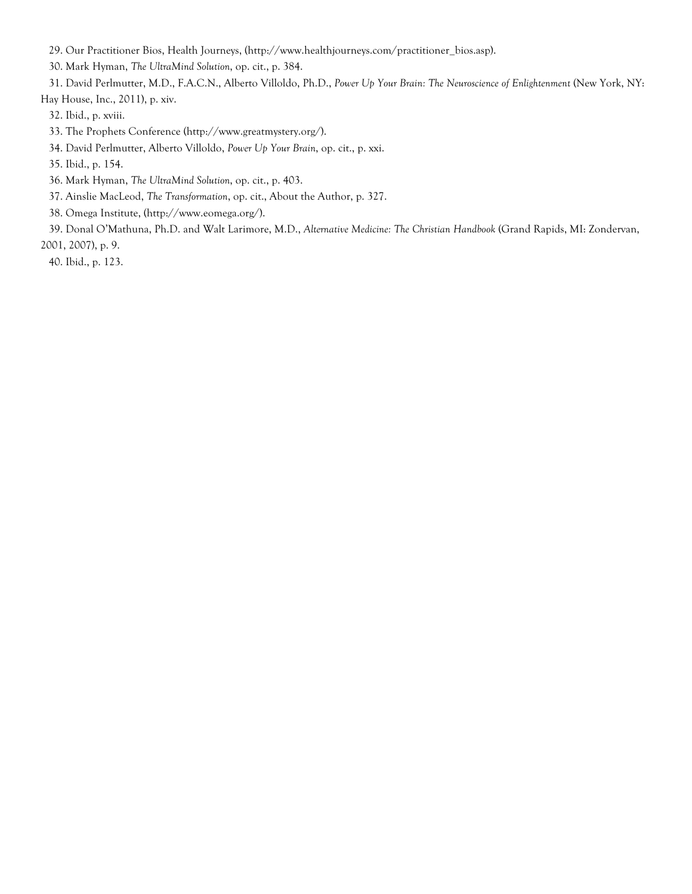29. Our Practitioner Bios, Health Journeys, (http://www.healthjourneys.com/practitioner_bios.asp).

30. Mark Hyman, *The UltraMind Solution*, op. cit., p. 384.

31. David Perlmutter, M.D., F.A.C.N., Alberto Villoldo, Ph.D., *Power Up Your Brain: The Neuroscience of Enlightenment* (New York, NY: Hay House, Inc., 2011), p. xiv.

32. Ibid., p. xviii.

33. The Prophets Conference (http://www.greatmystery.org/).

34. David Perlmutter, Alberto Villoldo, *Power Up Your Brain*, op. cit., p. xxi.

35. Ibid., p. 154.

36. Mark Hyman, *The UltraMind Solution*, op. cit., p. 403.

37. Ainslie MacLeod, *The Transformation*, op. cit., About the Author, p. 327.

38. Omega Institute, (http://www.eomega.org/).

39. Donal O'Mathuna, Ph.D. and Walt Larimore, M.D., *Alternative Medicine: The Christian Handbook* (Grand Rapids, MI: Zondervan, 2001, 2007), p. 9.

40. Ibid., p. 123.